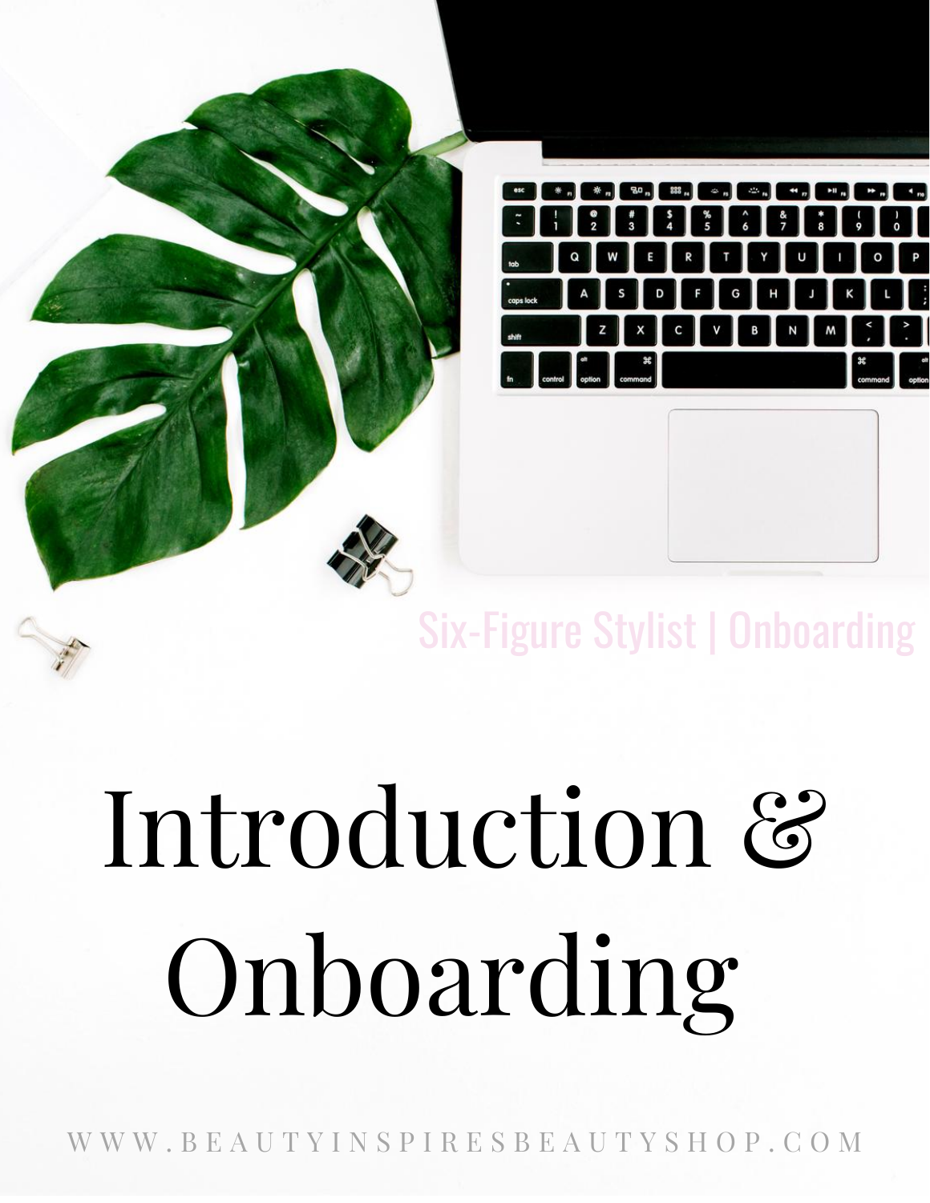Six-Figure Stylist | Onboarding

# Introduction & Onboarding

WWW.BEAUTYINSPIRESBEAUTYSHOP.COM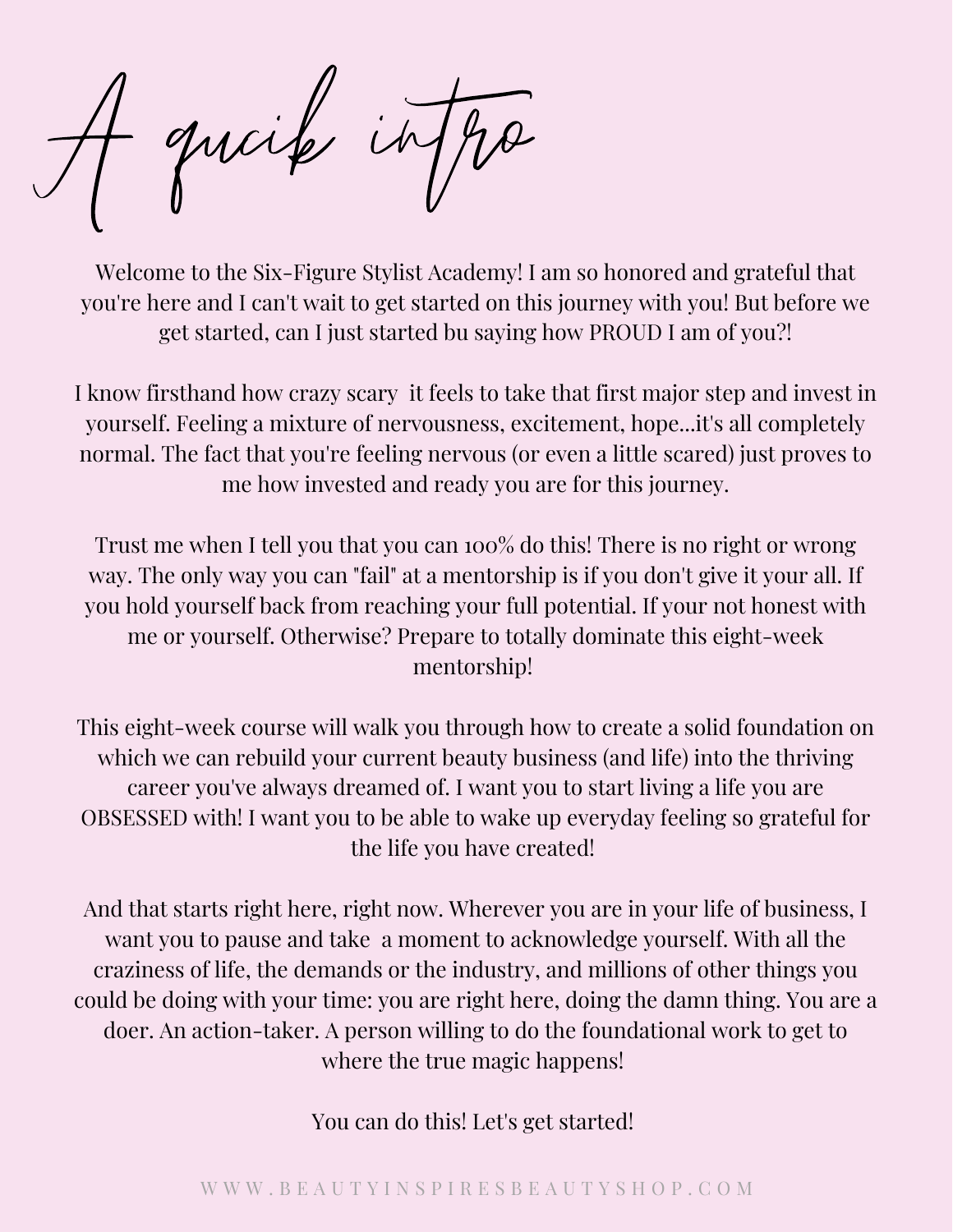# A qucik intro

Welcome to the Six-Figure Stylist Academy! I am so honored and grateful that you're here and I can't wait to get started on this journey with you! But before we get started, can I just started bu saying how PROUD I am of you?!

I know firsthand how crazy scary  it feels to take that first major step and invest in yourself. Feeling a mixture of nervousness, excitement, hope...it's all completely normal. The fact that you're feeling nervous (or even a little scared) just proves to me how invested and ready you are for this journey.

Trust me when I tell you that you can 100% do this! There is no right or wrong way. The only way you can "fail" at a mentorship is if you don't give it your all. If you hold yourself back from reaching your full potential. If your not honest with me or yourself. Otherwise? Prepare to totally dominate this eight-week mentorship!

This eight-week course will walk you through how to create a solid foundation on which we can rebuild your current beauty business (and life) into the thriving career you've always dreamed of. I want you to start living a life you are OBSESSED with! I want you to be able to wake up everyday feeling so grateful for the life you have created!

And that starts right here, right now. Wherever you are in your life of business, I want you to pause and take  a moment to acknowledge yourself. With all the craziness of life, the demands or the industry, and millions of other things you could be doing with your time: you are right here, doing the damn thing. You are a doer. An action-taker. A person willing to do the foundational work to get to where the true magic happens!

You can do this! Let's get started!

WWW.BEAUTYINSPIRESBEAUTYSHOP.COM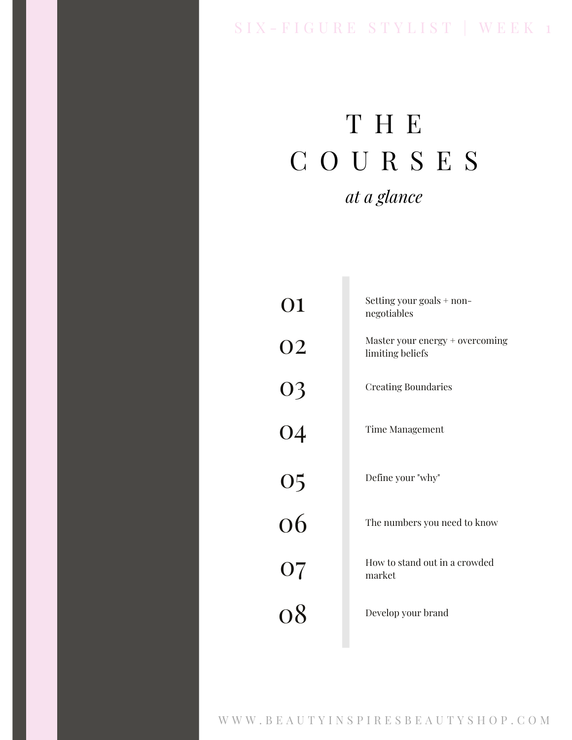# THE COURSES

*at a glance*

| | |
|---|---|
| 01 | Setting your goals + non-negotiables |
| 02 | Master your energy + overcoming limiting beliefs |
| 03 | Creating Boundaries |
| 04 | Time Management |
| 05 | Define your "why" |
| 06 | The numbers you need to know |
| 07 | How to stand out in a crowded market |
| 08 | Develop your brand |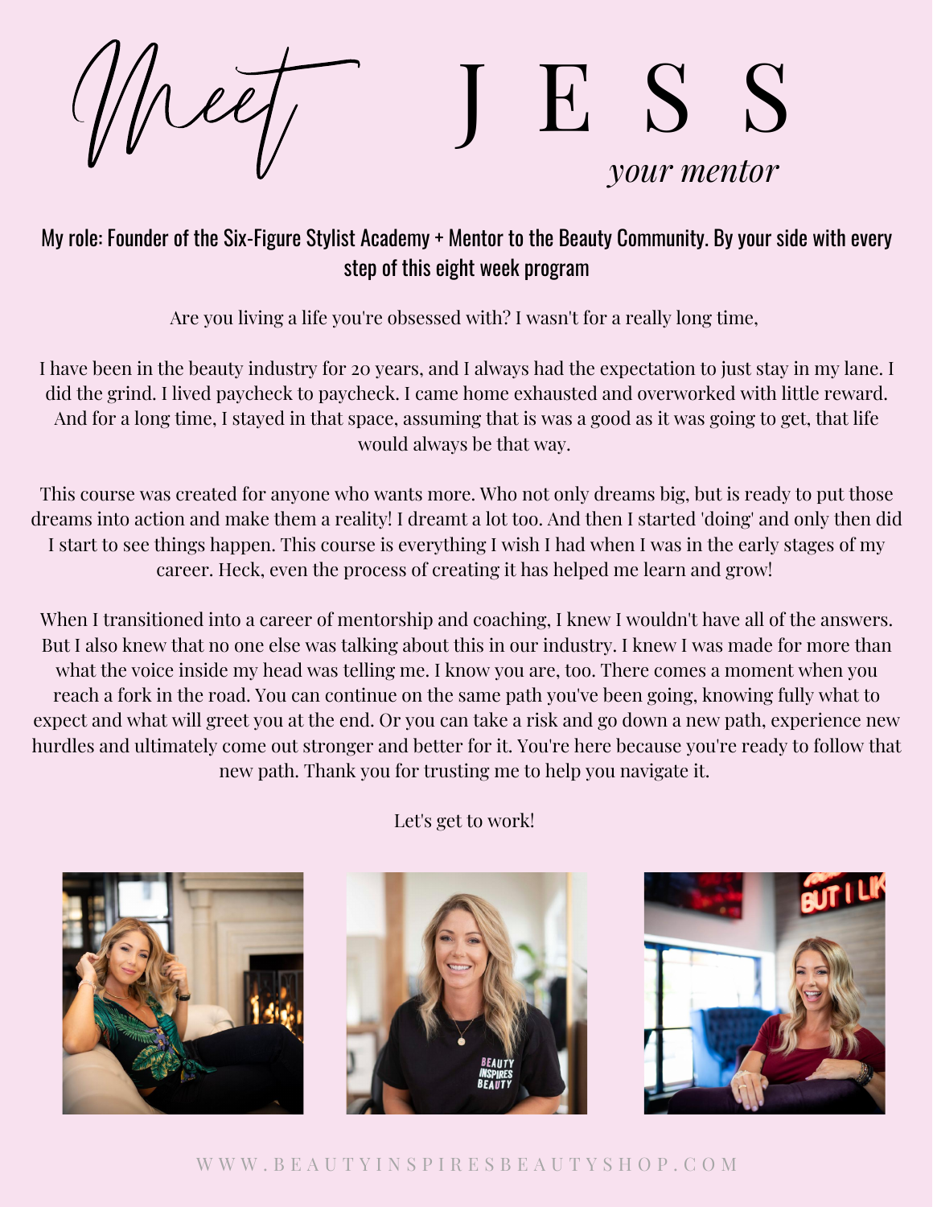# *Meet* J E S S

*your mentor*

My role: Founder of the Six-Figure Stylist Academy + Mentor to the Beauty Community. By your side with every step of this eight week program

Are you living a life you're obsessed with? I wasn't for a really long time,

I have been in the beauty industry for 20 years, and I always had the expectation to just stay in my lane. I did the grind. I lived paycheck to paycheck. I came home exhausted and overworked with little reward. And for a long time, I stayed in that space, assuming that is was a good as it was going to get, that life would always be that way.

This course was created for anyone who wants more. Who not only dreams big, but is ready to put those dreams into action and make them a reality! I dreamt a lot too. And then I started 'doing' and only then did I start to see things happen. This course is everything I wish I had when I was in the early stages of my career. Heck, even the process of creating it has helped me learn and grow!

When I transitioned into a career of mentorship and coaching, I knew I wouldn't have all of the answers. But I also knew that no one else was talking about this in our industry. I knew I was made for more than what the voice inside my head was telling me. I know you are, too. There comes a moment when you reach a fork in the road. You can continue on the same path you've been going, knowing fully what to expect and what will greet you at the end. Or you can take a risk and go down a new path, experience new hurdles and ultimately come out stronger and better for it. You're here because you're ready to follow that new path. Thank you for trusting me to help you navigate it.

Let's get to work!

WWW.BEAUTYINSPIRESBEAUTYSHOP.COM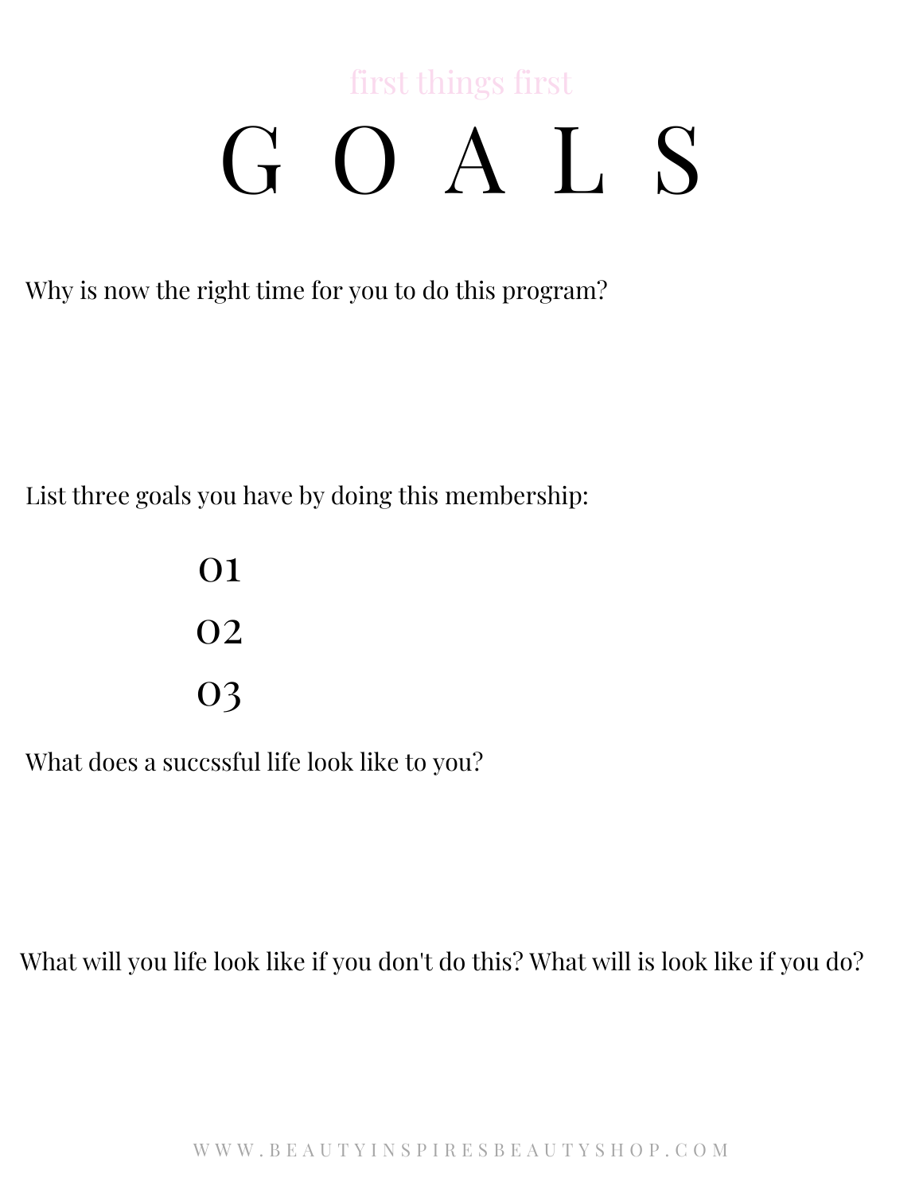first things first

# G O A L S

Why is now the right time for you to do this program?

List three goals you have by doing this membership:

01

02

03

What does a succssful life look like to you?

What will you life look like if you don't do this? What will is look like if you do?

WWW.BEAUTYINSPIRESBEAUTYSHOP.COM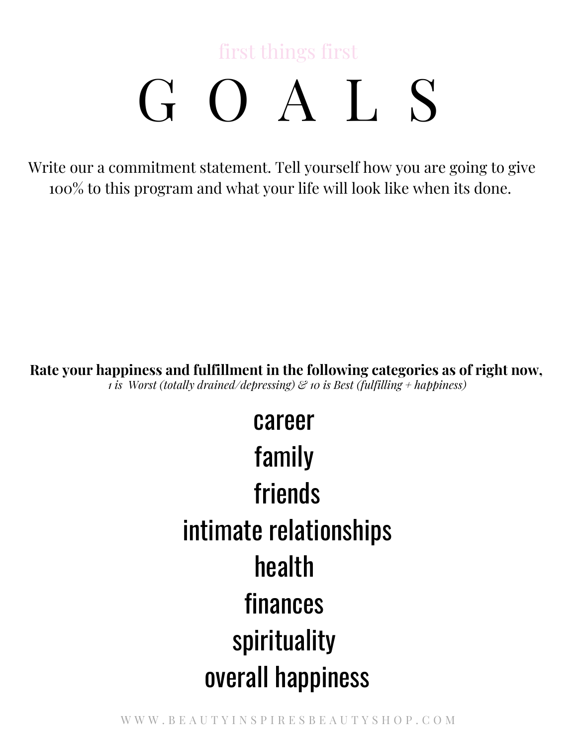first things first

# G O A L S

Write our a commitment statement. Tell yourself how you are going to give 100% to this program and what your life will look like when its done.

**Rate your happiness and fulfillment in the following categories as of right now,**
*1 is Worst (totally drained/depressing) & 10 is Best (fulfilling + happiness)*

career
family
friends
intimate relationships
health
finances
spirituality
overall happiness

WWW.BEAUTYINSPIRESBEAUTYSHOP.COM